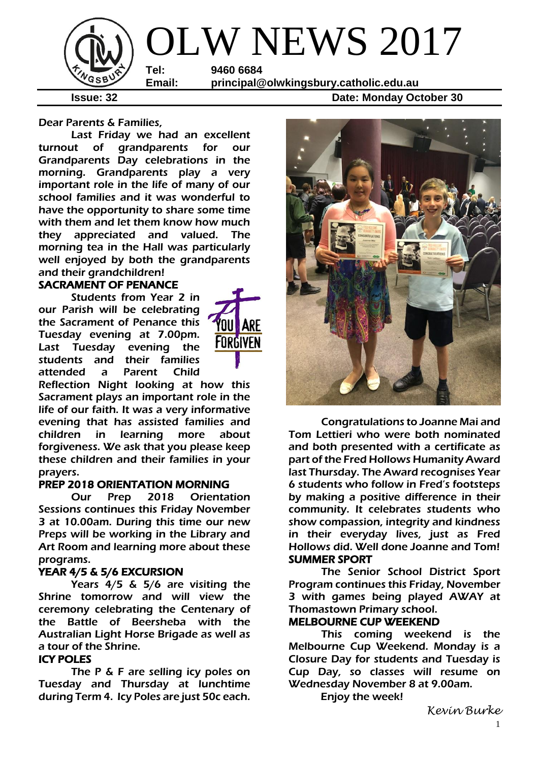# OLW NEWS 2017

**Tel:** 9460 6684
**Email:** principal@olwkingsbury.catholic.edu.au

**Issue: 32** **Date: Monday October 30**

Dear Parents & Families,

Last Friday we had an excellent turnout of grandparents for our Grandparents Day celebrations in the morning. Grandparents play a very important role in the life of many of our school families and it was wonderful to have the opportunity to share some time with them and let them know how much they appreciated and valued. The morning tea in the Hall was particularly well enjoyed by both the grandparents and their grandchildren!

## SACRAMENT OF PENANCE

Students from Year 2 in our Parish will be celebrating the Sacrament of Penance this Tuesday evening at 7.00pm. Last Tuesday evening the students and their families attended a Parent Child Reflection Night looking at how this Sacrament plays an important role in the life of our faith. It was a very informative evening that has assisted families and children in learning more about forgiveness. We ask that you please keep these children and their families in your prayers.

## PREP 2018 ORIENTATION MORNING

Our Prep 2018 Orientation Sessions continues this Friday November 3 at 10.00am. During this time our new Preps will be working in the Library and Art Room and learning more about these programs.

## YEAR 4/5 & 5/6 EXCURSION

Years 4/5 & 5/6 are visiting the Shrine tomorrow and will view the ceremony celebrating the Centenary of the Battle of Beersheba with the Australian Light Horse Brigade as well as a tour of the Shrine.

## ICY POLES

The P & F are selling icy poles on Tuesday and Thursday at lunchtime during Term 4. Icy Poles are just 50c each.

Congratulations to Joanne Mai and Tom Lettieri who were both nominated and both presented with a certificate as part of the Fred Hollows Humanity Award last Thursday. The Award recognises Year 6 students who follow in Fred's footsteps by making a positive difference in their community. It celebrates students who show compassion, integrity and kindness in their everyday lives, just as Fred Hollows did. Well done Joanne and Tom!

## SUMMER SPORT

The Senior School District Sport Program continues this Friday, November 3 with games being played AWAY at Thomastown Primary school.

## MELBOURNE CUP WEEKEND

This coming weekend is the Melbourne Cup Weekend. Monday is a Closure Day for students and Tuesday is Cup Day, so classes will resume on Wednesday November 8 at 9.00am.

Enjoy the week!

*Kevin Burke*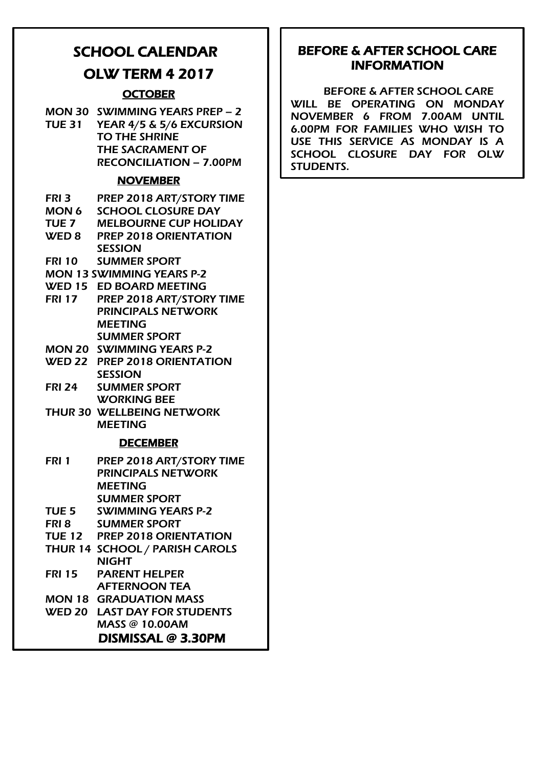## SCHOOL CALENDAR

## OLW TERM 4 2017

### OCTOBER

MON 30 SWIMMING YEARS PREP – 2

TUE 31 YEAR 4/5 & 5/6 EXCURSION TO THE SHRINE
THE SACRAMENT OF RECONCILIATION – 7.00PM

### NOVEMBER

FRI 3 PREP 2018 ART/STORY TIME

MON 6 SCHOOL CLOSURE DAY

TUE 7 MELBOURNE CUP HOLIDAY

WED 8 PREP 2018 ORIENTATION SESSION

FRI 10 SUMMER SPORT

MON 13 SWIMMING YEARS P-2

WED 15 ED BOARD MEETING

FRI 17 PREP 2018 ART/STORY TIME
PRINCIPALS NETWORK MEETING
SUMMER SPORT

MON 20 SWIMMING YEARS P-2

WED 22 PREP 2018 ORIENTATION SESSION

FRI 24 SUMMER SPORT
WORKING BEE

THUR 30 WELLBEING NETWORK MEETING

### DECEMBER

FRI 1 PREP 2018 ART/STORY TIME
PRINCIPALS NETWORK MEETING
SUMMER SPORT

TUE 5 SWIMMING YEARS P-2

FRI 8 SUMMER SPORT

TUE 12 PREP 2018 ORIENTATION

THUR 14 SCHOOL / PARISH CAROLS NIGHT

FRI 15 PARENT HELPER AFTERNOON TEA

MON 18 GRADUATION MASS

WED 20 LAST DAY FOR STUDENTS
MASS @ 10.00AM
**DISMISSAL @ 3.30PM**

## BEFORE & AFTER SCHOOL CARE INFORMATION

BEFORE & AFTER SCHOOL CARE WILL BE OPERATING ON MONDAY NOVEMBER 6 FROM 7.00AM UNTIL 6.00PM FOR FAMILIES WHO WISH TO USE THIS SERVICE AS MONDAY IS A SCHOOL CLOSURE DAY FOR OLW STUDENTS.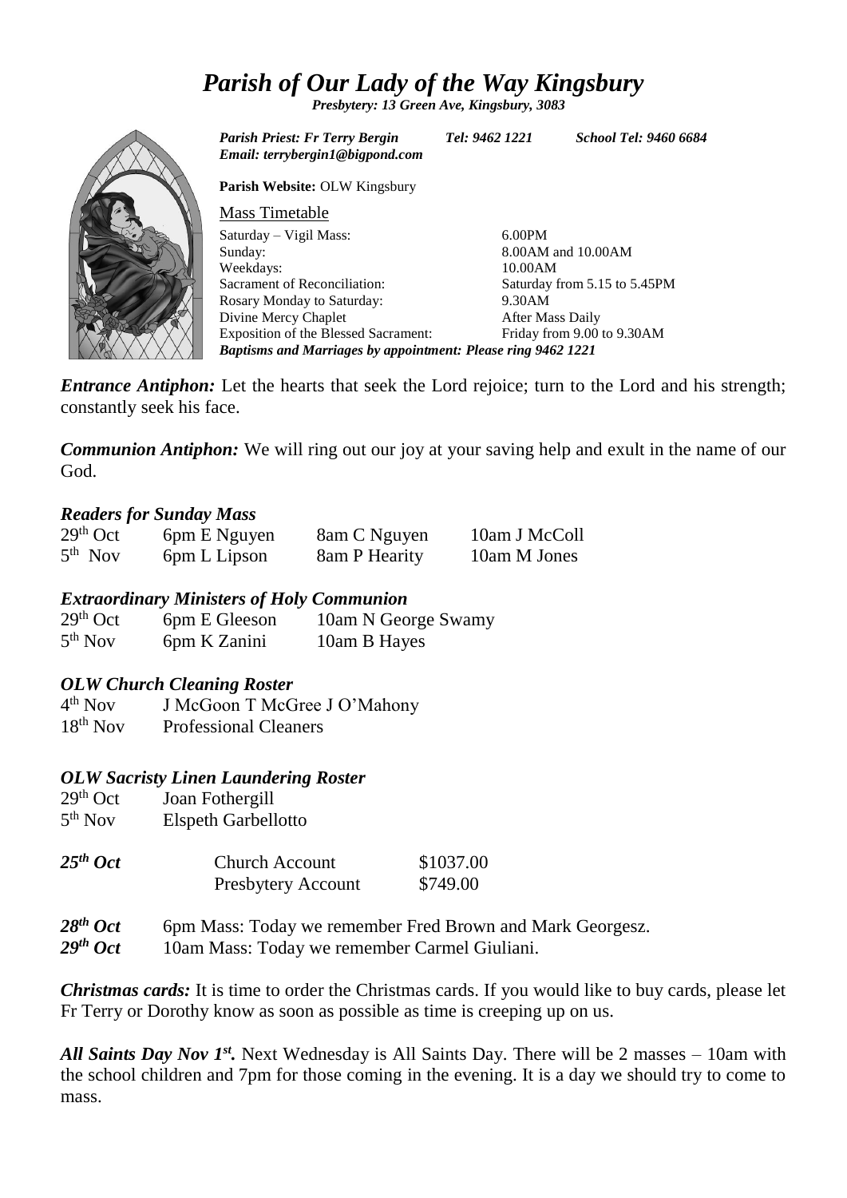# *Parish of Our Lady of the Way Kingsbury*

***Presbytery: 13 Green Ave, Kingsbury, 3083***

*Parish Priest: Fr Terry Bergin* *Tel: 9462 1221* *School Tel: 9460 6684*
*Email: terrybergin1@bigpond.com*

**Parish Website:** OLW Kingsbury

Mass Timetable

| | |
|---|---|
| Saturday – Vigil Mass: | 6.00PM |
| Sunday: | 8.00AM and 10.00AM |
| Weekdays: | 10.00AM |
| Sacrament of Reconciliation: | Saturday from 5.15 to 5.45PM |
| Rosary Monday to Saturday: | 9.30AM |
| Divine Mercy Chaplet | After Mass Daily |
| Exposition of the Blessed Sacrament: | Friday from 9.00 to 9.30AM |

***Baptisms and Marriages by appointment: Please ring 9462 1221***

***Entrance Antiphon:*** Let the hearts that seek the Lord rejoice; turn to the Lord and his strength; constantly seek his face.

***Communion Antiphon:*** We will ring out our joy at your saving help and exult in the name of our God.

### *Readers for Sunday Mass*

| | | | |
|---|---|---|---|
| 29th Oct | 6pm E Nguyen | 8am C Nguyen | 10am J McColl |
| 5th Nov | 6pm L Lipson | 8am P Hearity | 10am M Jones |

### *Extraordinary Ministers of Holy Communion*

| | | |
|---|---|---|
| 29th Oct | 6pm E Gleeson | 10am N George Swamy |
| 5th Nov | 6pm K Zanini | 10am B Hayes |

### *OLW Church Cleaning Roster*

| | |
|---|---|
| 4th Nov | J McGoon T McGree J O'Mahony |
| 18th Nov | Professional Cleaners |

### *OLW Sacristy Linen Laundering Roster*

| | |
|---|---|
| 29th Oct | Joan Fothergill |
| 5th Nov | Elspeth Garbellotto |

| | | |
|---|---|---|
| ***25th Oct*** | Church Account | $1037.00 |
| | Presbytery Account | $749.00 |

***28th Oct*** 6pm Mass: Today we remember Fred Brown and Mark Georgesz.
***29th Oct*** 10am Mass: Today we remember Carmel Giuliani.

***Christmas cards:*** It is time to order the Christmas cards. If you would like to buy cards, please let Fr Terry or Dorothy know as soon as possible as time is creeping up on us.

***All Saints Day Nov 1st.*** Next Wednesday is All Saints Day. There will be 2 masses – 10am with the school children and 7pm for those coming in the evening. It is a day we should try to come to mass.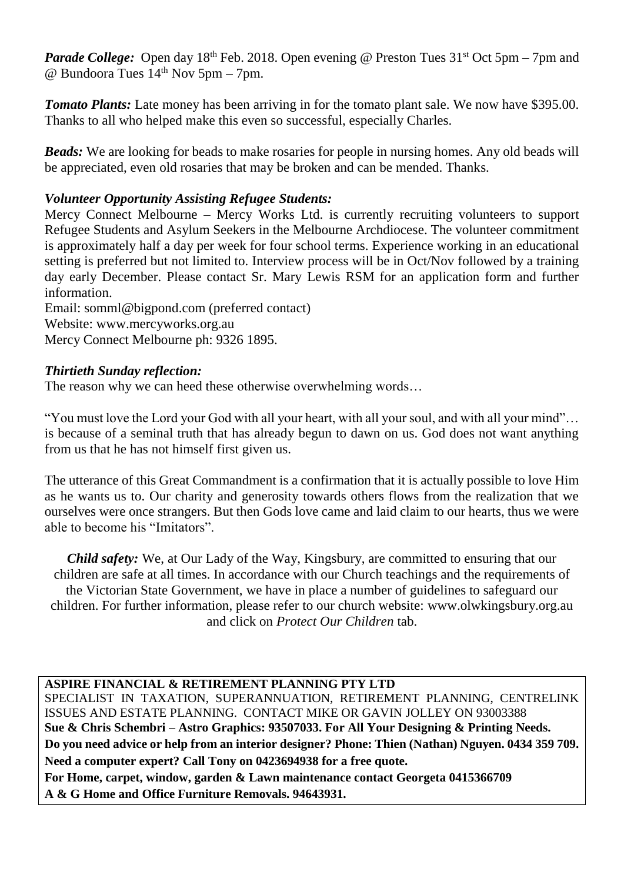***Parade College:*** Open day 18th Feb. 2018. Open evening @ Preston Tues 31st Oct 5pm – 7pm and @ Bundoora Tues 14th Nov 5pm – 7pm.

***Tomato Plants:*** Late money has been arriving in for the tomato plant sale. We now have $395.00. Thanks to all who helped make this even so successful, especially Charles.

***Beads:*** We are looking for beads to make rosaries for people in nursing homes. Any old beads will be appreciated, even old rosaries that may be broken and can be mended. Thanks.

***Volunteer Opportunity Assisting Refugee Students:***

Mercy Connect Melbourne – Mercy Works Ltd. is currently recruiting volunteers to support Refugee Students and Asylum Seekers in the Melbourne Archdiocese. The volunteer commitment is approximately half a day per week for four school terms. Experience working in an educational setting is preferred but not limited to. Interview process will be in Oct/Nov followed by a training day early December. Please contact Sr. Mary Lewis RSM for an application form and further information.

Email: somml@bigpond.com (preferred contact)
Website: www.mercyworks.org.au
Mercy Connect Melbourne ph: 9326 1895.

***Thirtieth Sunday reflection:***

The reason why we can heed these otherwise overwhelming words…

"You must love the Lord your God with all your heart, with all your soul, and with all your mind"… is because of a seminal truth that has already begun to dawn on us. God does not want anything from us that he has not himself first given us.

The utterance of this Great Commandment is a confirmation that it is actually possible to love Him as he wants us to. Our charity and generosity towards others flows from the realization that we ourselves were once strangers. But then Gods love came and laid claim to our hearts, thus we were able to become his "Imitators".

***Child safety:*** We, at Our Lady of the Way, Kingsbury, are committed to ensuring that our children are safe at all times. In accordance with our Church teachings and the requirements of the Victorian State Government, we have in place a number of guidelines to safeguard our children. For further information, please refer to our church website: www.olwkingsbury.org.au and click on *Protect Our Children* tab.

**ASPIRE FINANCIAL & RETIREMENT PLANNING PTY LTD**
SPECIALIST IN TAXATION, SUPERANNUATION, RETIREMENT PLANNING, CENTRELINK ISSUES AND ESTATE PLANNING. CONTACT MIKE OR GAVIN JOLLEY ON 93003388
**Sue & Chris Schembri – Astro Graphics: 93507033. For All Your Designing & Printing Needs.**
**Do you need advice or help from an interior designer? Phone: Thien (Nathan) Nguyen. 0434 359 709.**
**Need a computer expert? Call Tony on 0423694938 for a free quote.**
**For Home, carpet, window, garden & Lawn maintenance contact Georgeta 0415366709**
**A & G Home and Office Furniture Removals. 94643931.**